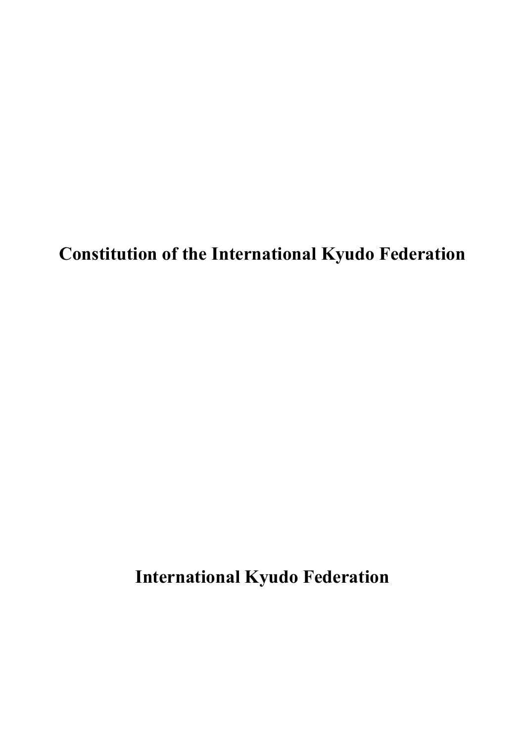# Constitution of the International Kyudo Federation

**International Kyudo Federation**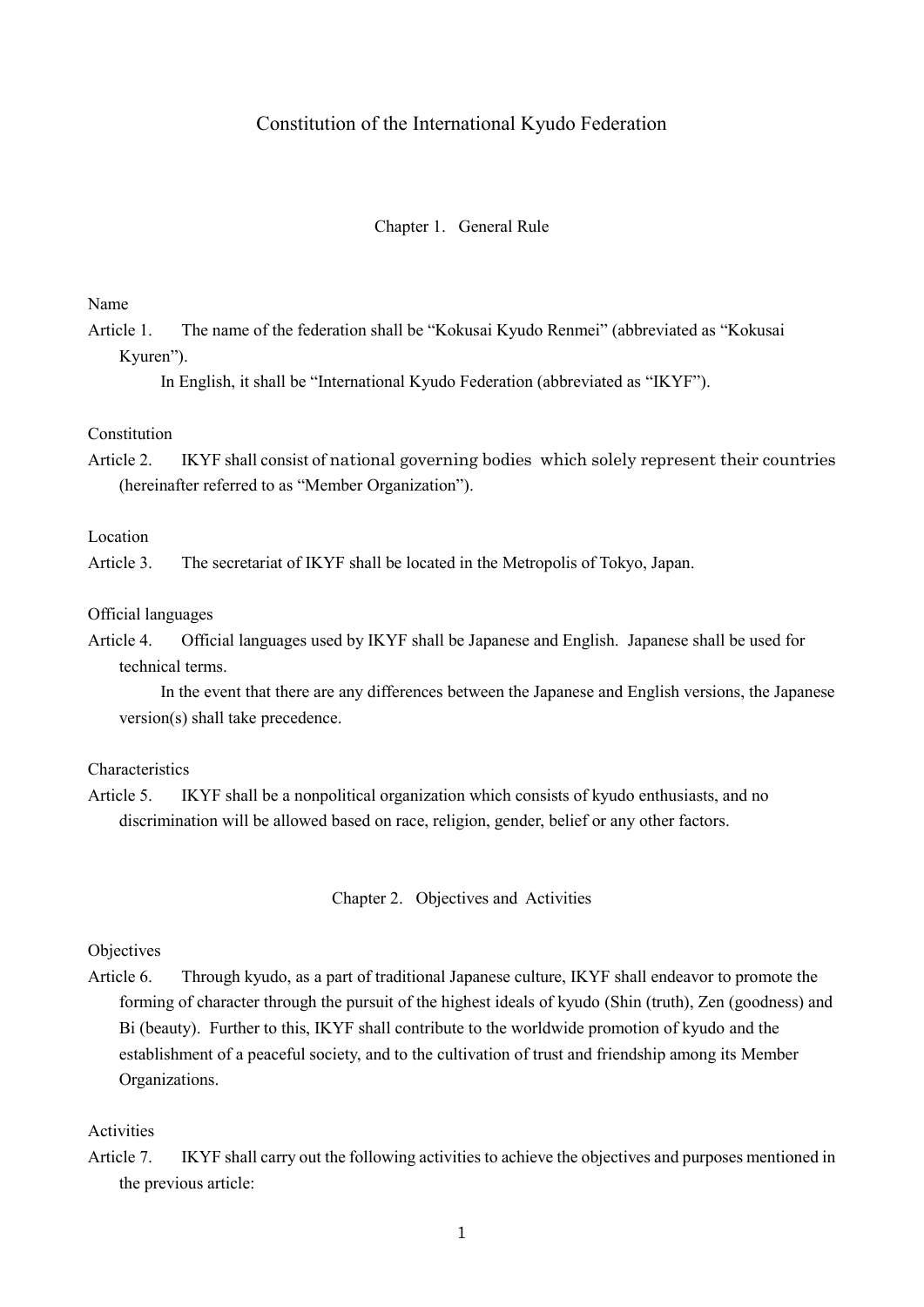# Constitution of the International Kyudo Federation

## Chapter 1. General Rule

Name

Article 1. The name of the federation shall be “Kokusai Kyudo Renmei” (abbreviated as “Kokusai Kyuren”).

In English, it shall be “International Kyudo Federation (abbreviated as “IKYF”).

Constitution

Article 2. IKYF shall consist of national governing bodies which solely represent their countries (hereinafter referred to as “Member Organization”).

Location

Article 3. The secretariat of IKYF shall be located in the Metropolis of Tokyo, Japan.

Official languages

Article 4. Official languages used by IKYF shall be Japanese and English. Japanese shall be used for technical terms.

In the event that there are any differences between the Japanese and English versions, the Japanese version(s) shall take precedence.

Characteristics

Article 5. IKYF shall be a nonpolitical organization which consists of kyudo enthusiasts, and no discrimination will be allowed based on race, religion, gender, belief or any other factors.

## Chapter 2. Objectives and Activities

Objectives

Article 6. Through kyudo, as a part of traditional Japanese culture, IKYF shall endeavor to promote the forming of character through the pursuit of the highest ideals of kyudo (Shin (truth), Zen (goodness) and Bi (beauty). Further to this, IKYF shall contribute to the worldwide promotion of kyudo and the establishment of a peaceful society, and to the cultivation of trust and friendship among its Member Organizations.

Activities

Article 7. IKYF shall carry out the following activities to achieve the objectives and purposes mentioned in the previous article: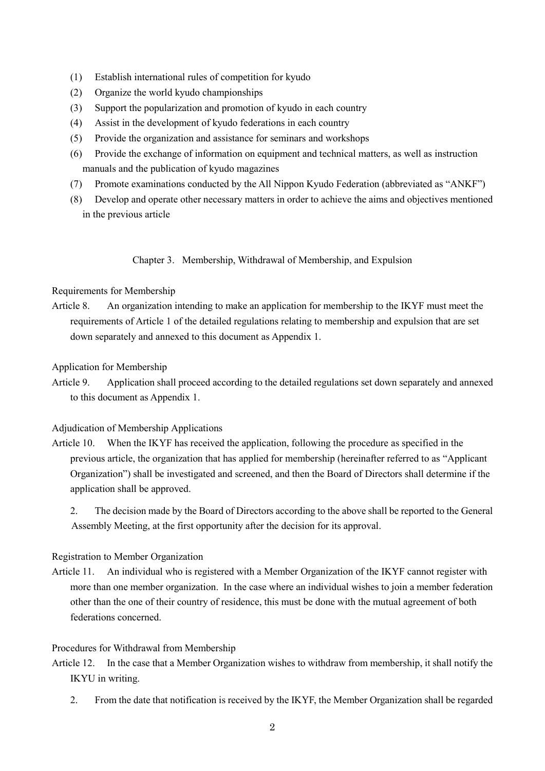(1) Establish international rules of competition for kyudo
(2) Organize the world kyudo championships
(3) Support the popularization and promotion of kyudo in each country
(4) Assist in the development of kyudo federations in each country
(5) Provide the organization and assistance for seminars and workshops
(6) Provide the exchange of information on equipment and technical matters, as well as instruction manuals and the publication of kyudo magazines
(7) Promote examinations conducted by the All Nippon Kyudo Federation (abbreviated as "ANKF")
(8) Develop and operate other necessary matters in order to achieve the aims and objectives mentioned in the previous article

## Chapter 3. Membership, Withdrawal of Membership, and Expulsion

Requirements for Membership

Article 8. An organization intending to make an application for membership to the IKYF must meet the requirements of Article 1 of the detailed regulations relating to membership and expulsion that are set down separately and annexed to this document as Appendix 1.

Application for Membership

Article 9. Application shall proceed according to the detailed regulations set down separately and annexed to this document as Appendix 1.

Adjudication of Membership Applications

Article 10. When the IKYF has received the application, following the procedure as specified in the previous article, the organization that has applied for membership (hereinafter referred to as "Applicant Organization") shall be investigated and screened, and then the Board of Directors shall determine if the application shall be approved.

2. The decision made by the Board of Directors according to the above shall be reported to the General Assembly Meeting, at the first opportunity after the decision for its approval.

Registration to Member Organization

Article 11. An individual who is registered with a Member Organization of the IKYF cannot register with more than one member organization. In the case where an individual wishes to join a member federation other than the one of their country of residence, this must be done with the mutual agreement of both federations concerned.

Procedures for Withdrawal from Membership

Article 12. In the case that a Member Organization wishes to withdraw from membership, it shall notify the IKYU in writing.

2. From the date that notification is received by the IKYF, the Member Organization shall be regarded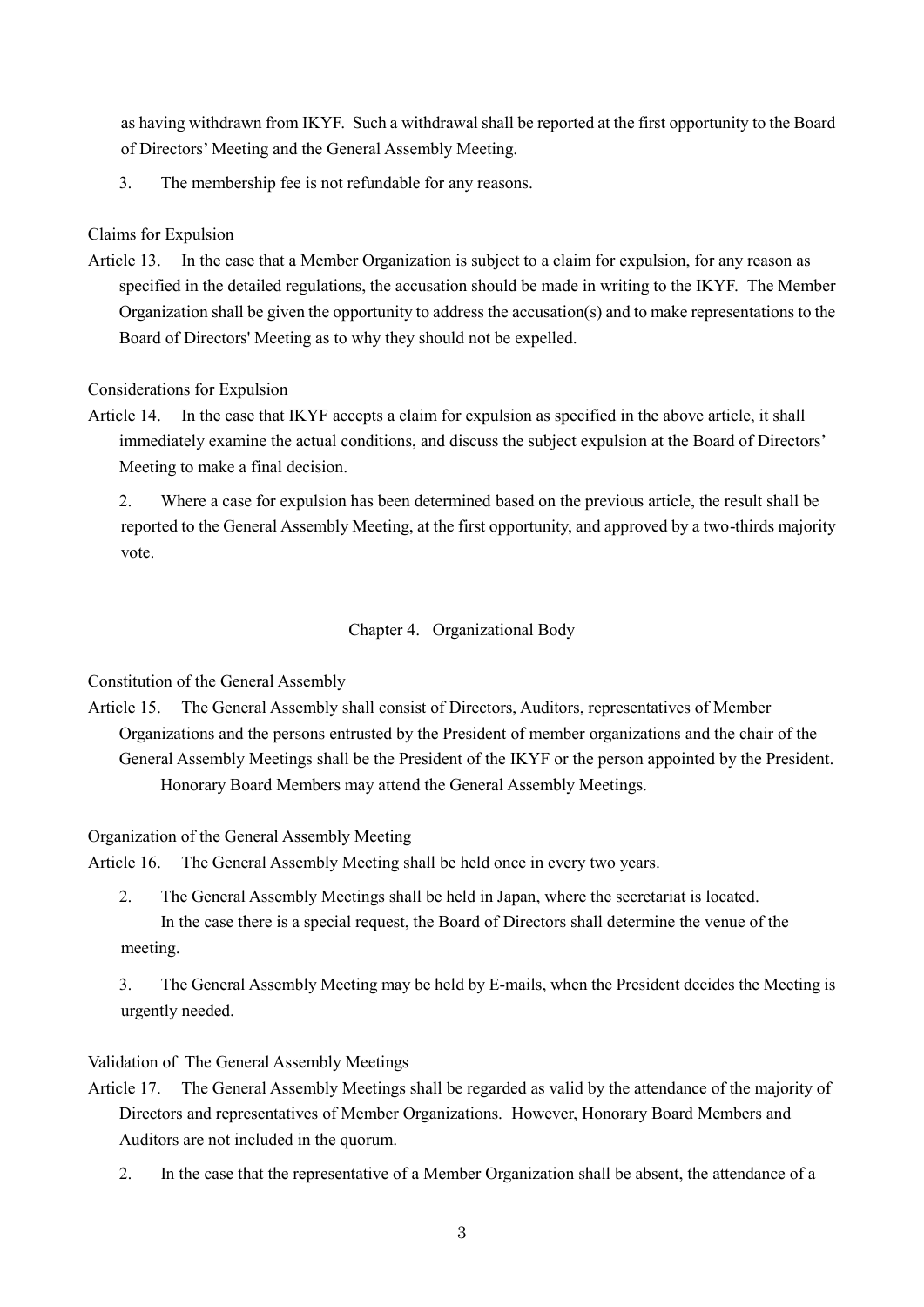as having withdrawn from IKYF. Such a withdrawal shall be reported at the first opportunity to the Board of Directors' Meeting and the General Assembly Meeting.

3. The membership fee is not refundable for any reasons.

Claims for Expulsion

Article 13. In the case that a Member Organization is subject to a claim for expulsion, for any reason as specified in the detailed regulations, the accusation should be made in writing to the IKYF. The Member Organization shall be given the opportunity to address the accusation(s) and to make representations to the Board of Directors' Meeting as to why they should not be expelled.

Considerations for Expulsion

Article 14. In the case that IKYF accepts a claim for expulsion as specified in the above article, it shall immediately examine the actual conditions, and discuss the subject expulsion at the Board of Directors' Meeting to make a final decision.

2. Where a case for expulsion has been determined based on the previous article, the result shall be reported to the General Assembly Meeting, at the first opportunity, and approved by a two-thirds majority vote.

## Chapter 4. Organizational Body

Constitution of the General Assembly

Article 15. The General Assembly shall consist of Directors, Auditors, representatives of Member Organizations and the persons entrusted by the President of member organizations and the chair of the General Assembly Meetings shall be the President of the IKYF or the person appointed by the President. Honorary Board Members may attend the General Assembly Meetings.

Organization of the General Assembly Meeting

Article 16. The General Assembly Meeting shall be held once in every two years.

2. The General Assembly Meetings shall be held in Japan, where the secretariat is located. In the case there is a special request, the Board of Directors shall determine the venue of the meeting.

3. The General Assembly Meeting may be held by E-mails, when the President decides the Meeting is urgently needed.

Validation of The General Assembly Meetings

Article 17. The General Assembly Meetings shall be regarded as valid by the attendance of the majority of Directors and representatives of Member Organizations. However, Honorary Board Members and Auditors are not included in the quorum.

2. In the case that the representative of a Member Organization shall be absent, the attendance of a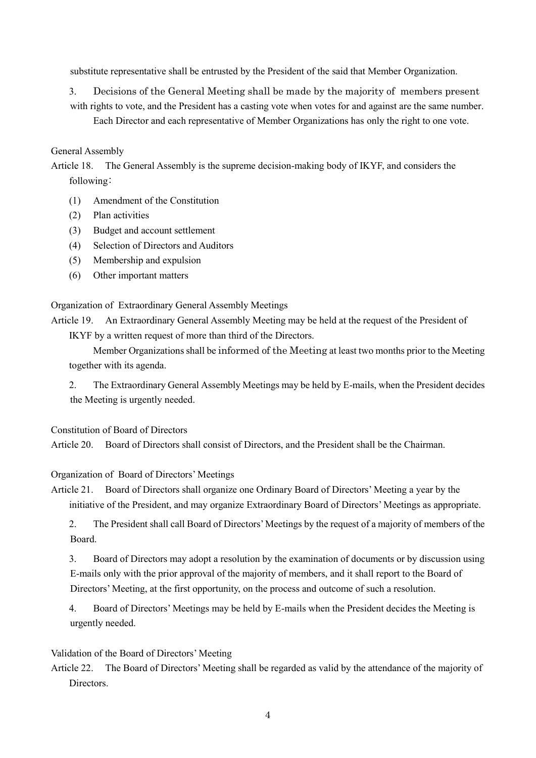substitute representative shall be entrusted by the President of the said that Member Organization.

3. Decisions of the General Meeting shall be made by the majority of members present with rights to vote, and the President has a casting vote when votes for and against are the same number. Each Director and each representative of Member Organizations has only the right to one vote.

General Assembly

Article 18. The General Assembly is the supreme decision-making body of IKYF, and considers the following：

(1) Amendment of the Constitution
(2) Plan activities
(3) Budget and account settlement
(4) Selection of Directors and Auditors
(5) Membership and expulsion
(6) Other important matters

Organization of Extraordinary General Assembly Meetings

Article 19. An Extraordinary General Assembly Meeting may be held at the request of the President of IKYF by a written request of more than third of the Directors.

Member Organizations shall be informed of the Meeting at least two months prior to the Meeting together with its agenda.

2. The Extraordinary General Assembly Meetings may be held by E-mails, when the President decides the Meeting is urgently needed.

Constitution of Board of Directors

Article 20. Board of Directors shall consist of Directors, and the President shall be the Chairman.

Organization of Board of Directors' Meetings

Article 21. Board of Directors shall organize one Ordinary Board of Directors' Meeting a year by the initiative of the President, and may organize Extraordinary Board of Directors' Meetings as appropriate.

2. The President shall call Board of Directors' Meetings by the request of a majority of members of the Board.

3. Board of Directors may adopt a resolution by the examination of documents or by discussion using E-mails only with the prior approval of the majority of members, and it shall report to the Board of Directors' Meeting, at the first opportunity, on the process and outcome of such a resolution.

4. Board of Directors' Meetings may be held by E-mails when the President decides the Meeting is urgently needed.

Validation of the Board of Directors' Meeting

Article 22. The Board of Directors' Meeting shall be regarded as valid by the attendance of the majority of Directors.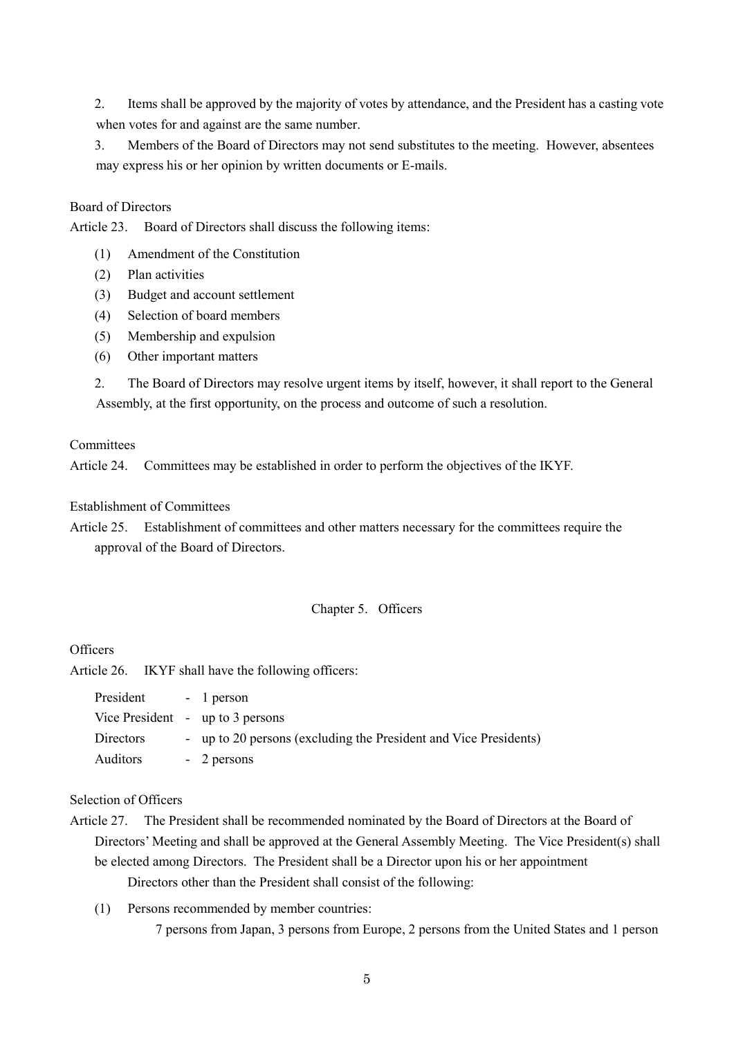2. Items shall be approved by the majority of votes by attendance, and the President has a casting vote when votes for and against are the same number.

3. Members of the Board of Directors may not send substitutes to the meeting. However, absentees may express his or her opinion by written documents or E-mails.

Board of Directors

Article 23. Board of Directors shall discuss the following items:

(1) Amendment of the Constitution
(2) Plan activities
(3) Budget and account settlement
(4) Selection of board members
(5) Membership and expulsion
(6) Other important matters

2. The Board of Directors may resolve urgent items by itself, however, it shall report to the General Assembly, at the first opportunity, on the process and outcome of such a resolution.

Committees

Article 24. Committees may be established in order to perform the objectives of the IKYF.

Establishment of Committees

Article 25. Establishment of committees and other matters necessary for the committees require the approval of the Board of Directors.

## Chapter 5. Officers

Officers

Article 26. IKYF shall have the following officers:

| | | |
|---|---|---|
| President | - | 1 person |
| Vice President | - | up to 3 persons |
| Directors | - | up to 20 persons (excluding the President and Vice Presidents) |
| Auditors | - | 2 persons |

Selection of Officers

Article 27. The President shall be recommended nominated by the Board of Directors at the Board of Directors' Meeting and shall be approved at the General Assembly Meeting. The Vice President(s) shall be elected among Directors. The President shall be a Director upon his or her appointment

Directors other than the President shall consist of the following:

(1) Persons recommended by member countries:

7 persons from Japan, 3 persons from Europe, 2 persons from the United States and 1 person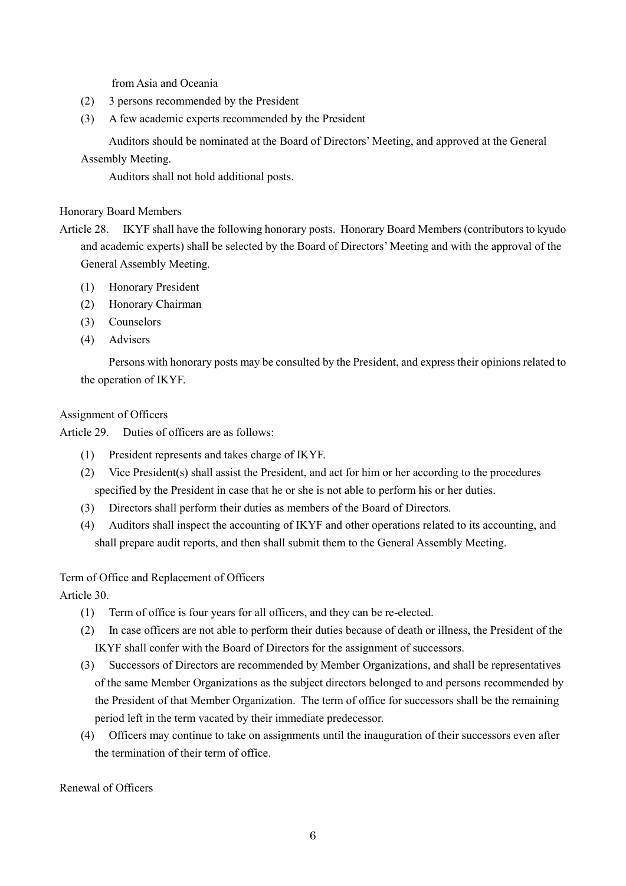from Asia and Oceania

(2) 3 persons recommended by the President

(3) A few academic experts recommended by the President

Auditors should be nominated at the Board of Directors' Meeting, and approved at the General Assembly Meeting.

Auditors shall not hold additional posts.

Honorary Board Members

Article 28. IKYF shall have the following honorary posts. Honorary Board Members (contributors to kyudo and academic experts) shall be selected by the Board of Directors' Meeting and with the approval of the General Assembly Meeting.

(1) Honorary President

(2) Honorary Chairman

(3) Counselors

(4) Advisers

Persons with honorary posts may be consulted by the President, and express their opinions related to the operation of IKYF.

Assignment of Officers

Article 29. Duties of officers are as follows:

(1) President represents and takes charge of IKYF.

(2) Vice President(s) shall assist the President, and act for him or her according to the procedures specified by the President in case that he or she is not able to perform his or her duties.

(3) Directors shall perform their duties as members of the Board of Directors.

(4) Auditors shall inspect the accounting of IKYF and other operations related to its accounting, and shall prepare audit reports, and then shall submit them to the General Assembly Meeting.

Term of Office and Replacement of Officers

Article 30.

(1) Term of office is four years for all officers, and they can be re-elected.

(2) In case officers are not able to perform their duties because of death or illness, the President of the IKYF shall confer with the Board of Directors for the assignment of successors.

(3) Successors of Directors are recommended by Member Organizations, and shall be representatives of the same Member Organizations as the subject directors belonged to and persons recommended by the President of that Member Organization. The term of office for successors shall be the remaining period left in the term vacated by their immediate predecessor.

(4) Officers may continue to take on assignments until the inauguration of their successors even after the termination of their term of office.

Renewal of Officers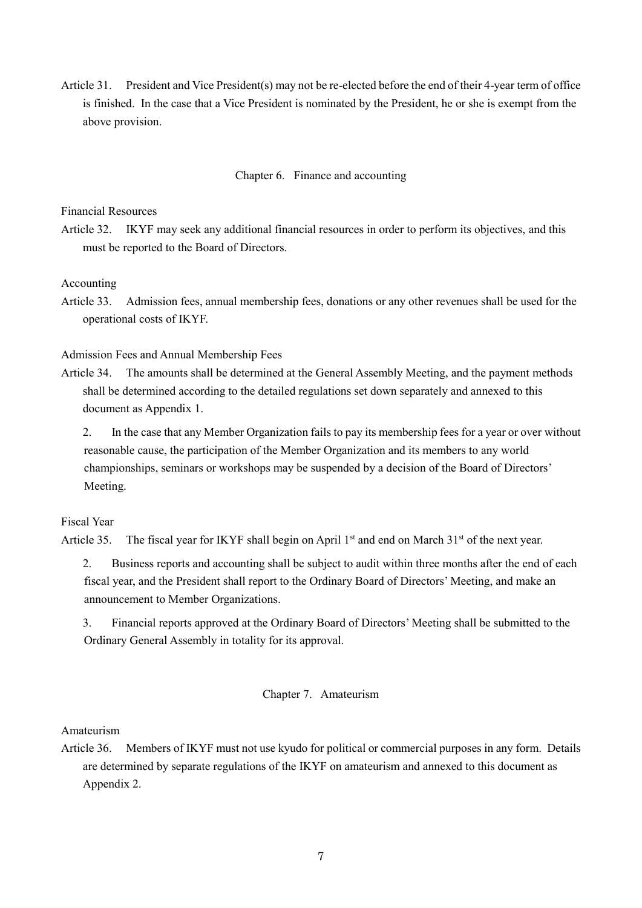Article 31. President and Vice President(s) may not be re-elected before the end of their 4-year term of office is finished. In the case that a Vice President is nominated by the President, he or she is exempt from the above provision.

## Chapter 6. Finance and accounting

Financial Resources

Article 32. IKYF may seek any additional financial resources in order to perform its objectives, and this must be reported to the Board of Directors.

Accounting

Article 33. Admission fees, annual membership fees, donations or any other revenues shall be used for the operational costs of IKYF.

Admission Fees and Annual Membership Fees

Article 34. The amounts shall be determined at the General Assembly Meeting, and the payment methods shall be determined according to the detailed regulations set down separately and annexed to this document as Appendix 1.

2. In the case that any Member Organization fails to pay its membership fees for a year or over without reasonable cause, the participation of the Member Organization and its members to any world championships, seminars or workshops may be suspended by a decision of the Board of Directors' Meeting.

Fiscal Year

Article 35. The fiscal year for IKYF shall begin on April 1st and end on March 31st of the next year.

2. Business reports and accounting shall be subject to audit within three months after the end of each fiscal year, and the President shall report to the Ordinary Board of Directors' Meeting, and make an announcement to Member Organizations.

3. Financial reports approved at the Ordinary Board of Directors' Meeting shall be submitted to the Ordinary General Assembly in totality for its approval.

## Chapter 7. Amateurism

Amateurism

Article 36. Members of IKYF must not use kyudo for political or commercial purposes in any form. Details are determined by separate regulations of the IKYF on amateurism and annexed to this document as Appendix 2.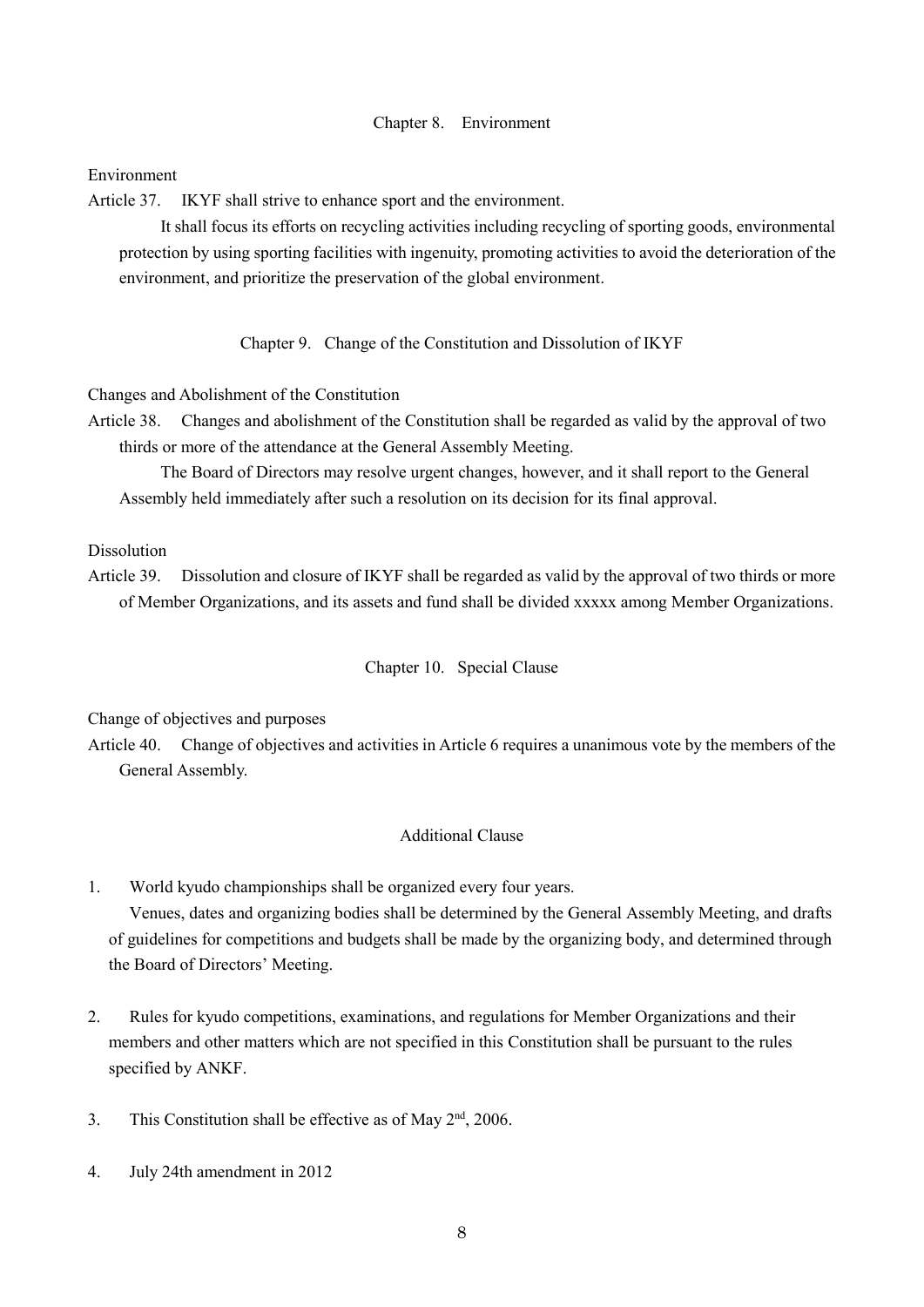## Chapter 8. Environment

Environment

Article 37. IKYF shall strive to enhance sport and the environment.

It shall focus its efforts on recycling activities including recycling of sporting goods, environmental protection by using sporting facilities with ingenuity, promoting activities to avoid the deterioration of the environment, and prioritize the preservation of the global environment.

## Chapter 9. Change of the Constitution and Dissolution of IKYF

Changes and Abolishment of the Constitution

Article 38. Changes and abolishment of the Constitution shall be regarded as valid by the approval of two thirds or more of the attendance at the General Assembly Meeting.

The Board of Directors may resolve urgent changes, however, and it shall report to the General Assembly held immediately after such a resolution on its decision for its final approval.

Dissolution

Article 39. Dissolution and closure of IKYF shall be regarded as valid by the approval of two thirds or more of Member Organizations, and its assets and fund shall be divided xxxxx among Member Organizations.

## Chapter 10. Special Clause

Change of objectives and purposes

Article 40. Change of objectives and activities in Article 6 requires a unanimous vote by the members of the General Assembly.

## Additional Clause

1. World kyudo championships shall be organized every four years.
   Venues, dates and organizing bodies shall be determined by the General Assembly Meeting, and drafts of guidelines for competitions and budgets shall be made by the organizing body, and determined through the Board of Directors' Meeting.

2. Rules for kyudo competitions, examinations, and regulations for Member Organizations and their members and other matters which are not specified in this Constitution shall be pursuant to the rules specified by ANKF.

3. This Constitution shall be effective as of May 2nd, 2006.

4. July 24th amendment in 2012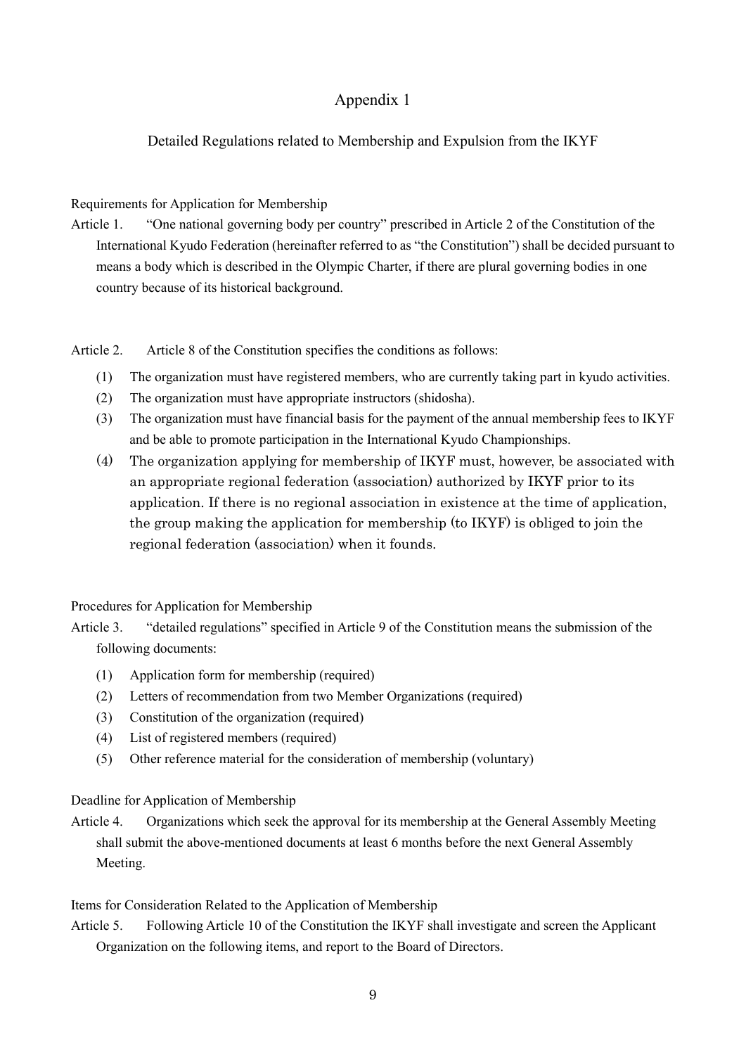# Appendix 1

## Detailed Regulations related to Membership and Expulsion from the IKYF

Requirements for Application for Membership

Article 1. "One national governing body per country" prescribed in Article 2 of the Constitution of the International Kyudo Federation (hereinafter referred to as "the Constitution") shall be decided pursuant to means a body which is described in the Olympic Charter, if there are plural governing bodies in one country because of its historical background.

Article 2. Article 8 of the Constitution specifies the conditions as follows:

(1) The organization must have registered members, who are currently taking part in kyudo activities.

(2) The organization must have appropriate instructors (shidosha).

(3) The organization must have financial basis for the payment of the annual membership fees to IKYF and be able to promote participation in the International Kyudo Championships.

(4) The organization applying for membership of IKYF must, however, be associated with an appropriate regional federation (association) authorized by IKYF prior to its application. If there is no regional association in existence at the time of application, the group making the application for membership (to IKYF) is obliged to join the regional federation (association) when it founds.

Procedures for Application for Membership

Article 3. "detailed regulations" specified in Article 9 of the Constitution means the submission of the following documents:

(1) Application form for membership (required)

(2) Letters of recommendation from two Member Organizations (required)

(3) Constitution of the organization (required)

(4) List of registered members (required)

(5) Other reference material for the consideration of membership (voluntary)

Deadline for Application of Membership

Article 4. Organizations which seek the approval for its membership at the General Assembly Meeting shall submit the above-mentioned documents at least 6 months before the next General Assembly Meeting.

Items for Consideration Related to the Application of Membership

Article 5. Following Article 10 of the Constitution the IKYF shall investigate and screen the Applicant Organization on the following items, and report to the Board of Directors.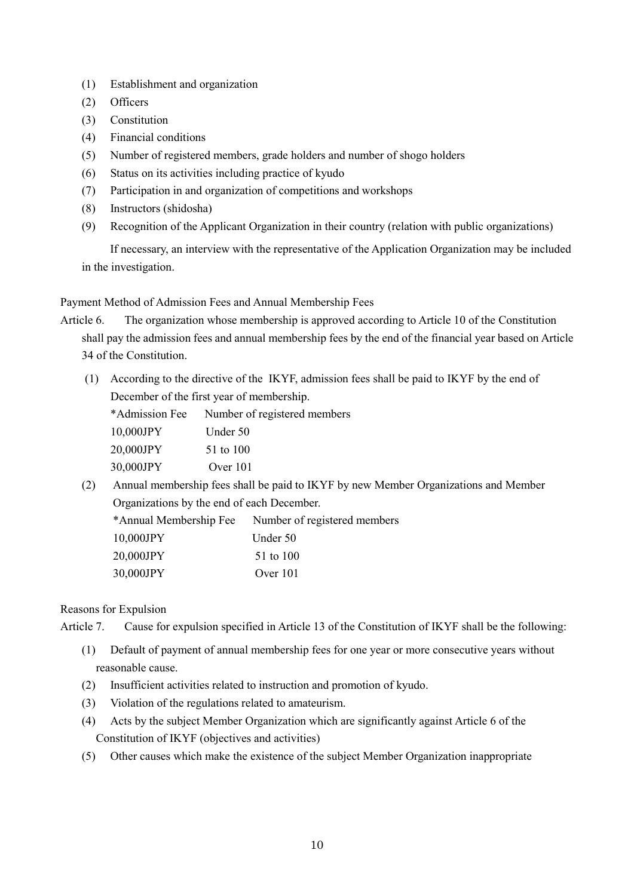(1) Establishment and organization
(2) Officers
(3) Constitution
(4) Financial conditions
(5) Number of registered members, grade holders and number of shogo holders
(6) Status on its activities including practice of kyudo
(7) Participation in and organization of competitions and workshops
(8) Instructors (shidosha)
(9) Recognition of the Applicant Organization in their country (relation with public organizations)

If necessary, an interview with the representative of the Application Organization may be included in the investigation.

Payment Method of Admission Fees and Annual Membership Fees

Article 6. The organization whose membership is approved according to Article 10 of the Constitution shall pay the admission fees and annual membership fees by the end of the financial year based on Article 34 of the Constitution.

(1) According to the directive of the IKYF, admission fees shall be paid to IKYF by the end of December of the first year of membership.

| *Admission Fee | Number of registered members |
|---|---|
| 10,000JPY | Under 50 |
| 20,000JPY | 51 to 100 |
| 30,000JPY | Over 101 |

(2) Annual membership fees shall be paid to IKYF by new Member Organizations and Member Organizations by the end of each December.

| *Annual Membership Fee | Number of registered members |
|---|---|
| 10,000JPY | Under 50 |
| 20,000JPY | 51 to 100 |
| 30,000JPY | Over 101 |

Reasons for Expulsion

Article 7. Cause for expulsion specified in Article 13 of the Constitution of IKYF shall be the following:

(1) Default of payment of annual membership fees for one year or more consecutive years without reasonable cause.
(2) Insufficient activities related to instruction and promotion of kyudo.
(3) Violation of the regulations related to amateurism.
(4) Acts by the subject Member Organization which are significantly against Article 6 of the Constitution of IKYF (objectives and activities)
(5) Other causes which make the existence of the subject Member Organization inappropriate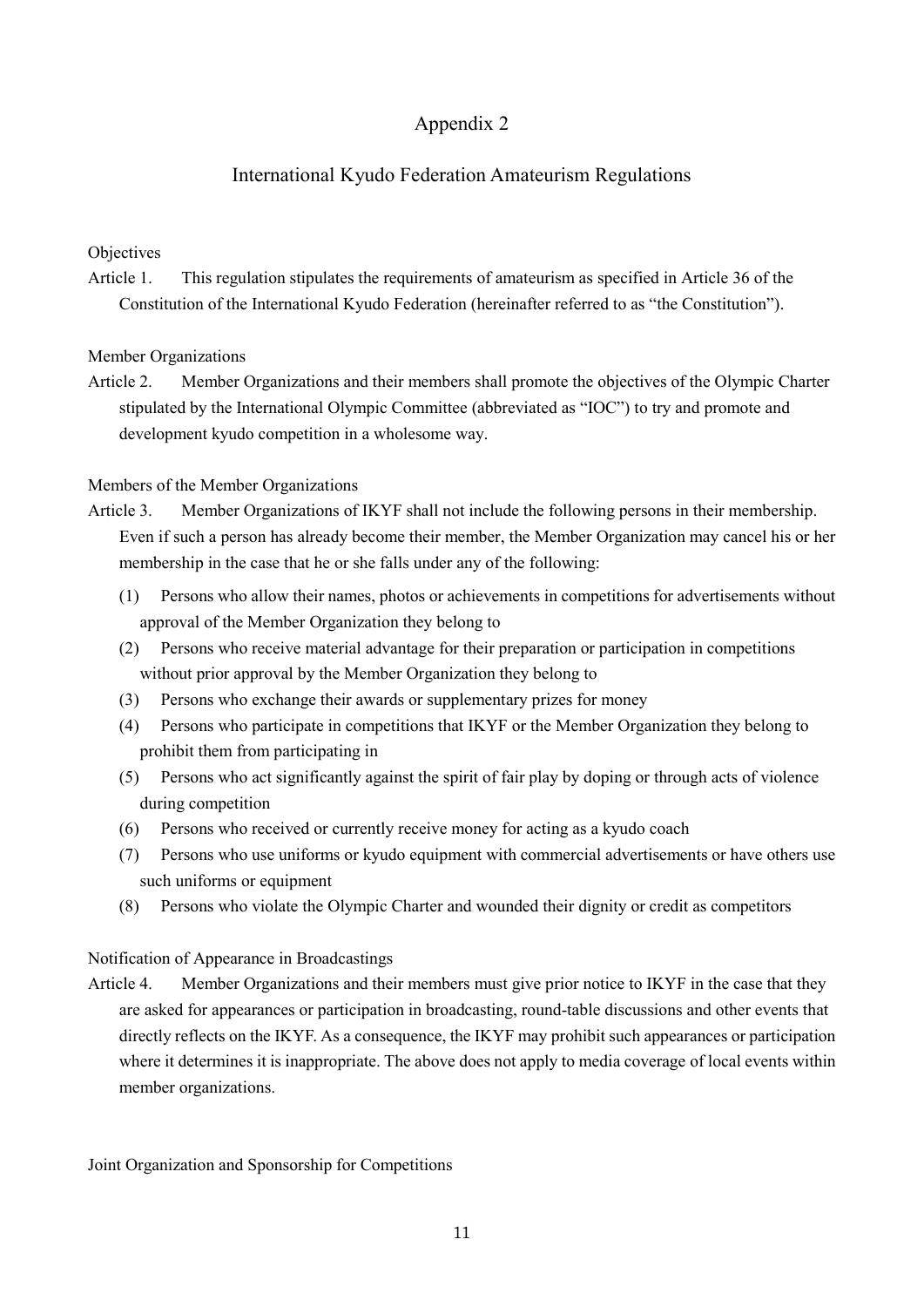# Appendix 2

## International Kyudo Federation Amateurism Regulations

Objectives

Article 1. This regulation stipulates the requirements of amateurism as specified in Article 36 of the Constitution of the International Kyudo Federation (hereinafter referred to as "the Constitution").

Member Organizations

Article 2. Member Organizations and their members shall promote the objectives of the Olympic Charter stipulated by the International Olympic Committee (abbreviated as "IOC") to try and promote and development kyudo competition in a wholesome way.

Members of the Member Organizations

Article 3. Member Organizations of IKYF shall not include the following persons in their membership. Even if such a person has already become their member, the Member Organization may cancel his or her membership in the case that he or she falls under any of the following:

(1) Persons who allow their names, photos or achievements in competitions for advertisements without approval of the Member Organization they belong to

(2) Persons who receive material advantage for their preparation or participation in competitions without prior approval by the Member Organization they belong to

(3) Persons who exchange their awards or supplementary prizes for money

(4) Persons who participate in competitions that IKYF or the Member Organization they belong to prohibit them from participating in

(5) Persons who act significantly against the spirit of fair play by doping or through acts of violence during competition

(6) Persons who received or currently receive money for acting as a kyudo coach

(7) Persons who use uniforms or kyudo equipment with commercial advertisements or have others use such uniforms or equipment

(8) Persons who violate the Olympic Charter and wounded their dignity or credit as competitors

Notification of Appearance in Broadcastings

Article 4. Member Organizations and their members must give prior notice to IKYF in the case that they are asked for appearances or participation in broadcasting, round-table discussions and other events that directly reflects on the IKYF. As a consequence, the IKYF may prohibit such appearances or participation where it determines it is inappropriate. The above does not apply to media coverage of local events within member organizations.

Joint Organization and Sponsorship for Competitions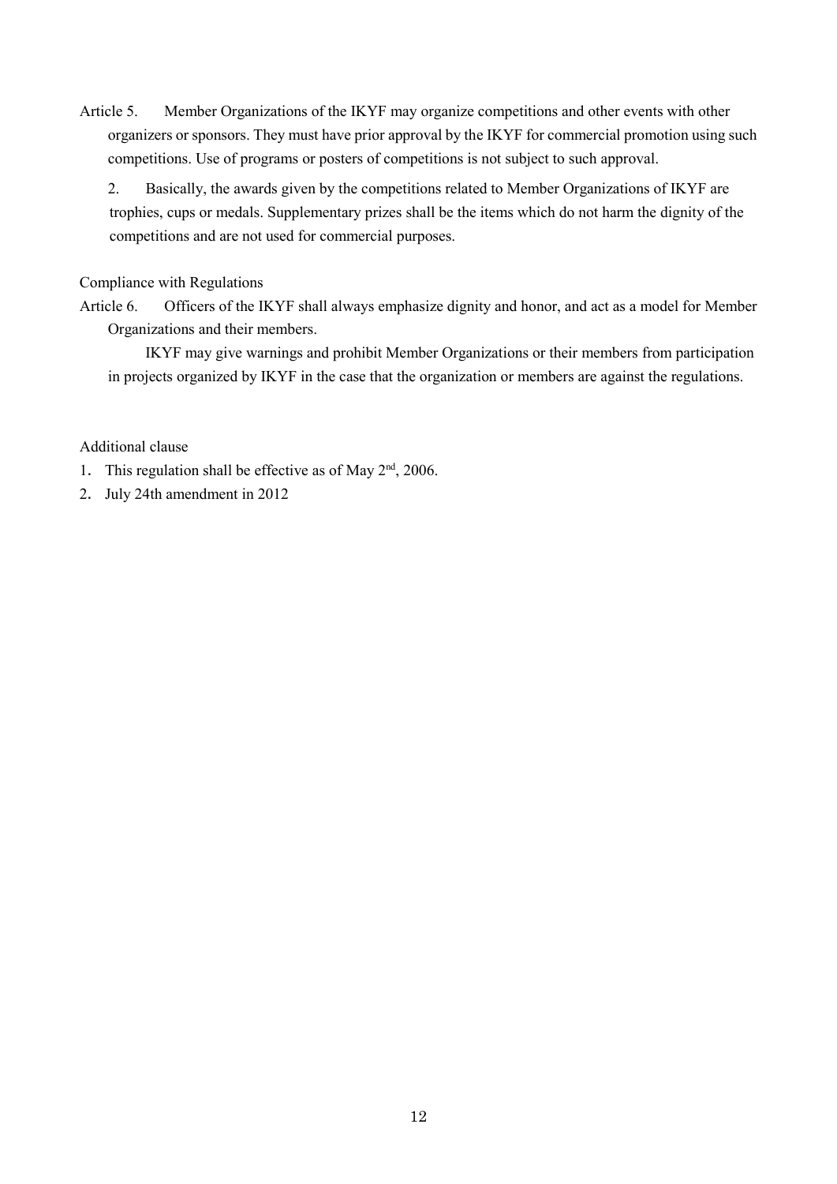Article 5. Member Organizations of the IKYF may organize competitions and other events with other organizers or sponsors. They must have prior approval by the IKYF for commercial promotion using such competitions. Use of programs or posters of competitions is not subject to such approval.

2. Basically, the awards given by the competitions related to Member Organizations of IKYF are trophies, cups or medals. Supplementary prizes shall be the items which do not harm the dignity of the competitions and are not used for commercial purposes.

Compliance with Regulations

Article 6. Officers of the IKYF shall always emphasize dignity and honor, and act as a model for Member Organizations and their members.

IKYF may give warnings and prohibit Member Organizations or their members from participation in projects organized by IKYF in the case that the organization or members are against the regulations.

Additional clause

1. This regulation shall be effective as of May 2nd, 2006.
2. July 24th amendment in 2012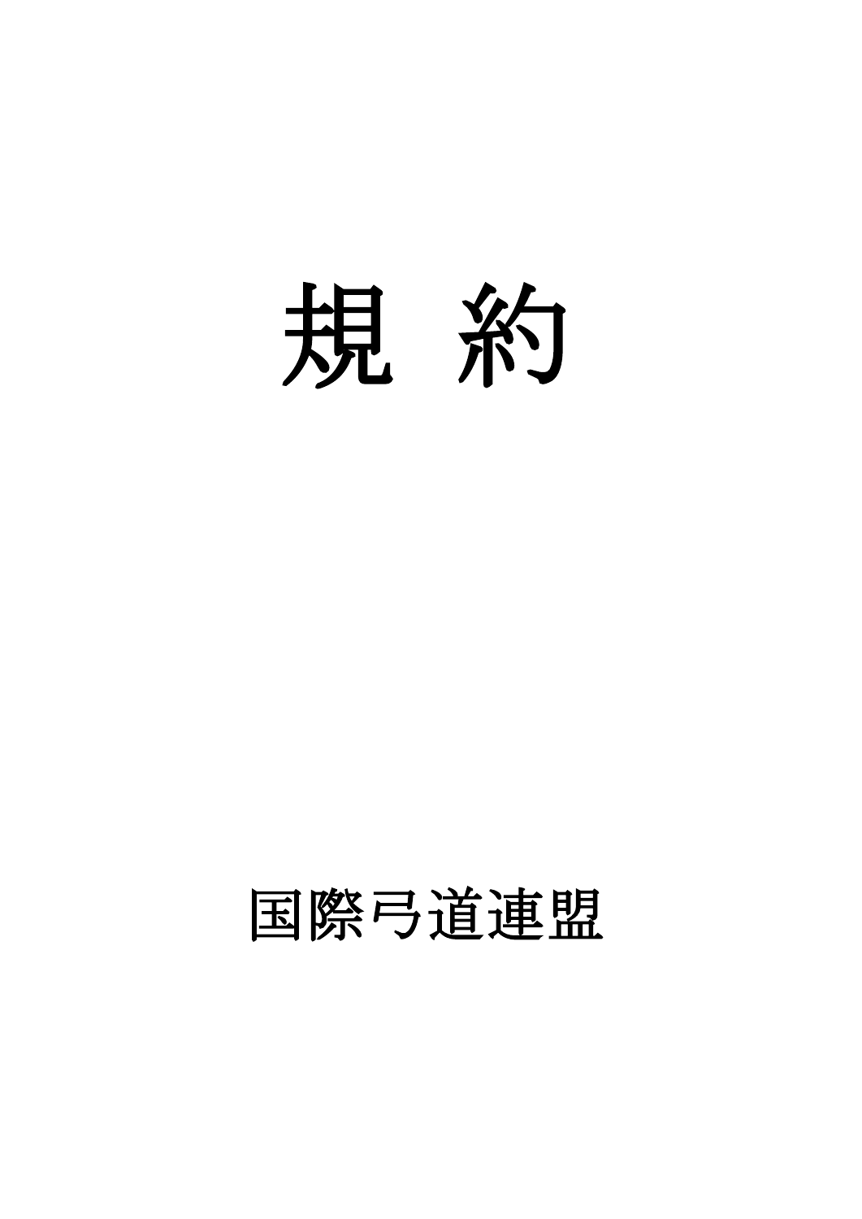# 規　約

国際弓道連盟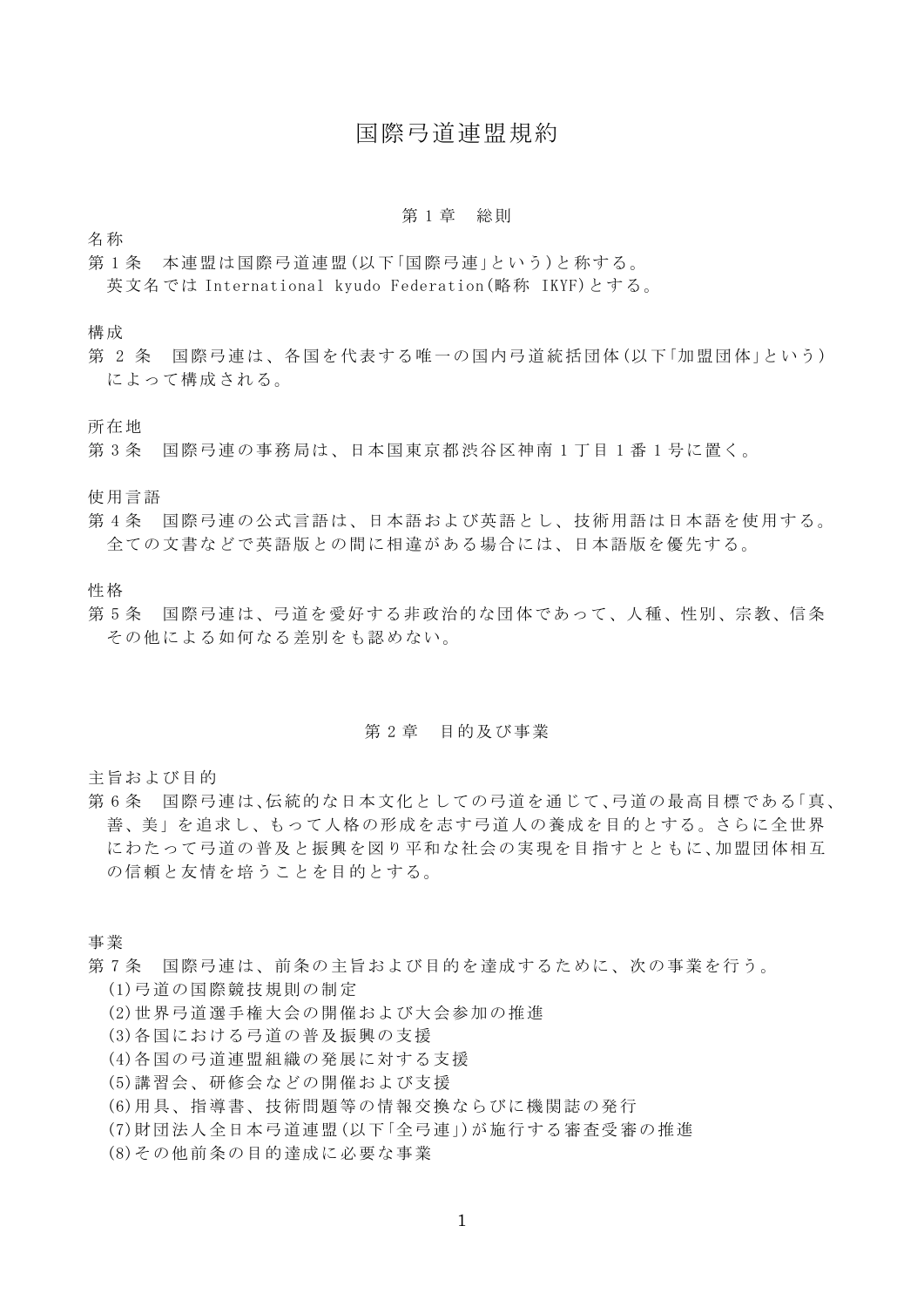# 国際弓道連盟規約

## 第１章　総則

名称

第１条　本連盟は国際弓道連盟(以下「国際弓連」という)と称する。
英文名では International kyudo Federation(略称 IKYF)とする。

構成

第２条　国際弓連は、各国を代表する唯一の国内弓道統括団体(以下「加盟団体」という)によって構成される。

所在地

第３条　国際弓連の事務局は、日本国東京都渋谷区神南１丁目１番１号に置く。

使用言語

第４条　国際弓連の公式言語は、日本語および英語とし、技術用語は日本語を使用する。
全ての文書などで英語版との間に相違がある場合には、日本語版を優先する。

性格

第５条　国際弓連は、弓道を愛好する非政治的な団体であって、人種、性別、宗教、信条その他による如何なる差別をも認めない。

## 第２章　目的及び事業

主旨および目的

第６条　国際弓連は、伝統的な日本文化としての弓道を通じて、弓道の最高目標である「真、善、美」を追求し、もって人格の形成を志す弓道人の養成を目的とする。さらに全世界にわたって弓道の普及と振興を図り平和な社会の実現を目指すとともに、加盟団体相互の信頼と友情を培うことを目的とする。

事業

第７条　国際弓連は、前条の主旨および目的を達成するために、次の事業を行う。

(1)弓道の国際競技規則の制定
(2)世界弓道選手権大会の開催および大会参加の推進
(3)各国における弓道の普及振興の支援
(4)各国の弓道連盟組織の発展に対する支援
(5)講習会、研修会などの開催および支援
(6)用具、指導書、技術問題等の情報交換ならびに機関誌の発行
(7)財団法人全日本弓道連盟(以下「全弓連」)が施行する審査受審の推進
(8)その他前条の目的達成に必要な事業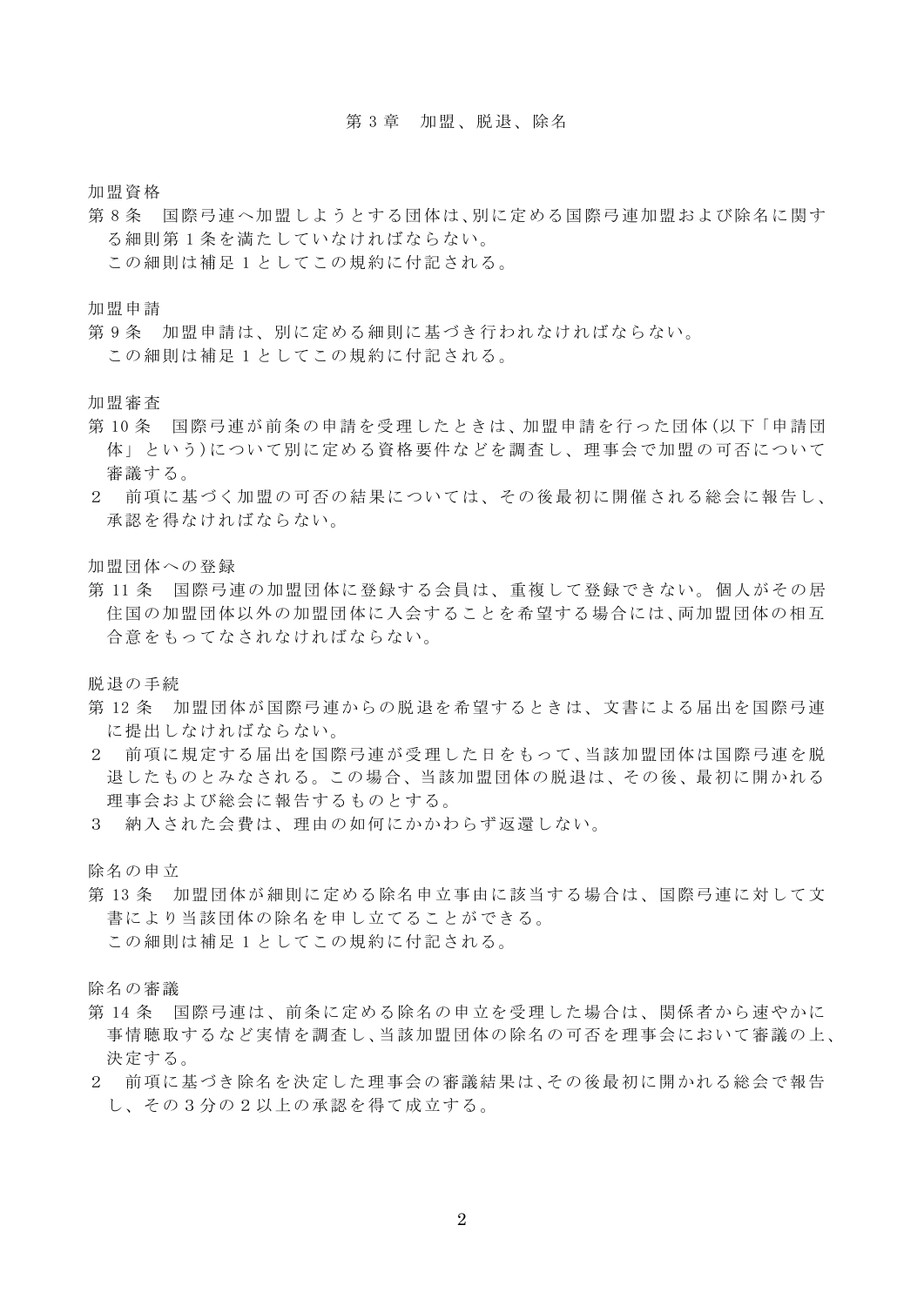## 第 3 章　加盟、脱退、除名

加盟資格

第 8 条　国際弓連へ加盟しようとする団体は、別に定める国際弓連加盟および除名に関する細則第 1 条を満たしていなければならない。
この細則は補足 1 としてこの規約に付記される。

加盟申請

第 9 条　加盟申請は、別に定める細則に基づき行われなければならない。
この細則は補足 1 としてこの規約に付記される。

加盟審査

第 10 条　国際弓連が前条の申請を受理したときは、加盟申請を行った団体(以下「申請団体」という)について別に定める資格要件などを調査し、理事会で加盟の可否について審議する。

2　前項に基づく加盟の可否の結果については、その後最初に開催される総会に報告し、承認を得なければならない。

加盟団体への登録

第 11 条　国際弓連の加盟団体に登録する会員は、重複して登録できない。個人がその居住国の加盟団体以外の加盟団体に入会することを希望する場合には、両加盟団体の相互合意をもってなされなければならない。

脱退の手続

第 12 条　加盟団体が国際弓連からの脱退を希望するときは、文書による届出を国際弓連に提出しなければならない。

2　前項に規定する届出を国際弓連が受理した日をもって、当該加盟団体は国際弓連を脱退したものとみなされる。この場合、当該加盟団体の脱退は、その後、最初に開かれる理事会および総会に報告するものとする。

3　納入された会費は、理由の如何にかかわらず返還しない。

除名の申立

第 13 条　加盟団体が細則に定める除名申立事由に該当する場合は、国際弓連に対して文書により当該団体の除名を申し立てることができる。
この細則は補足 1 としてこの規約に付記される。

除名の審議

第 14 条　国際弓連は、前条に定める除名の申立を受理した場合は、関係者から速やかに事情聴取するなど実情を調査し、当該加盟団体の除名の可否を理事会において審議の上、決定する。

2　前項に基づき除名を決定した理事会の審議結果は、その後最初に開かれる総会で報告し、その 3 分の 2 以上の承認を得て成立する。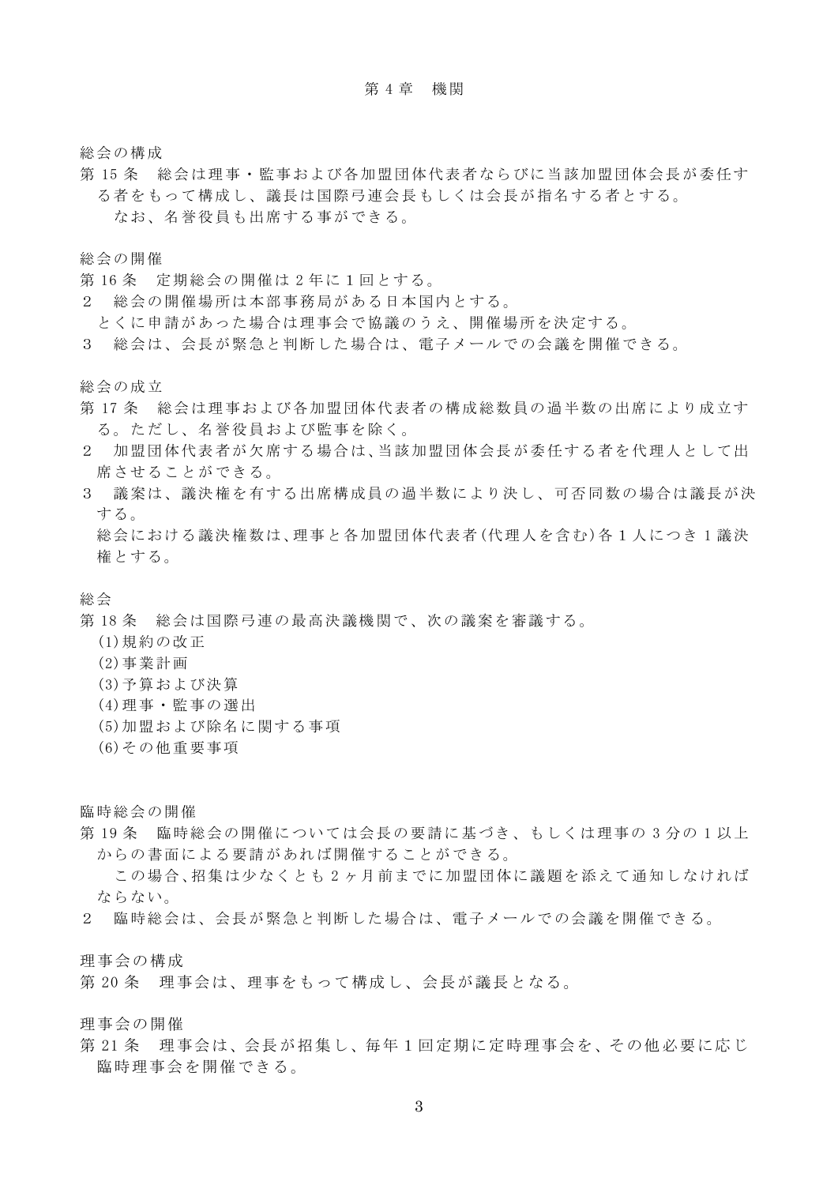## 第 4 章　機関

総会の構成

第 15 条　総会は理事・監事および各加盟団体代表者ならびに当該加盟団体会長が委任する者をもって構成し、議長は国際弓連会長もしくは会長が指名する者とする。

　なお、名誉役員も出席する事ができる。

総会の開催

第 16 条　定期総会の開催は 2 年に 1 回とする。

２　総会の開催場所は本部事務局がある日本国内とする。

とくに申請があった場合は理事会で協議のうえ、開催場所を決定する。

３　総会は、会長が緊急と判断した場合は、電子メールでの会議を開催できる。

総会の成立

第 17 条　総会は理事および各加盟団体代表者の構成総数員の過半数の出席により成立する。ただし、名誉役員および監事を除く。

２　加盟団体代表者が欠席する場合は、当該加盟団体会長が委任する者を代理人として出席させることができる。

３　議案は、議決権を有する出席構成員の過半数により決し、可否同数の場合は議長が決する。

総会における議決権数は、理事と各加盟団体代表者(代理人を含む)各 1 人につき 1 議決権とする。

総会

第 18 条　総会は国際弓連の最高決議機関で、次の議案を審議する。

(1)規約の改正

(2)事業計画

(3)予算および決算

(4)理事・監事の選出

(5)加盟および除名に関する事項

(6)その他重要事項

臨時総会の開催

第 19 条　臨時総会の開催については会長の要請に基づき、もしくは理事の 3 分の 1 以上からの書面による要請があれば開催することができる。

　この場合、招集は少なくとも 2 ヶ月前までに加盟団体に議題を添えて通知しなければならない。

２　臨時総会は、会長が緊急と判断した場合は、電子メールでの会議を開催できる。

理事会の構成

第 20 条　理事会は、理事をもって構成し、会長が議長となる。

理事会の開催

第 21 条　理事会は、会長が招集し、毎年 1 回定期に定時理事会を、その他必要に応じ臨時理事会を開催できる。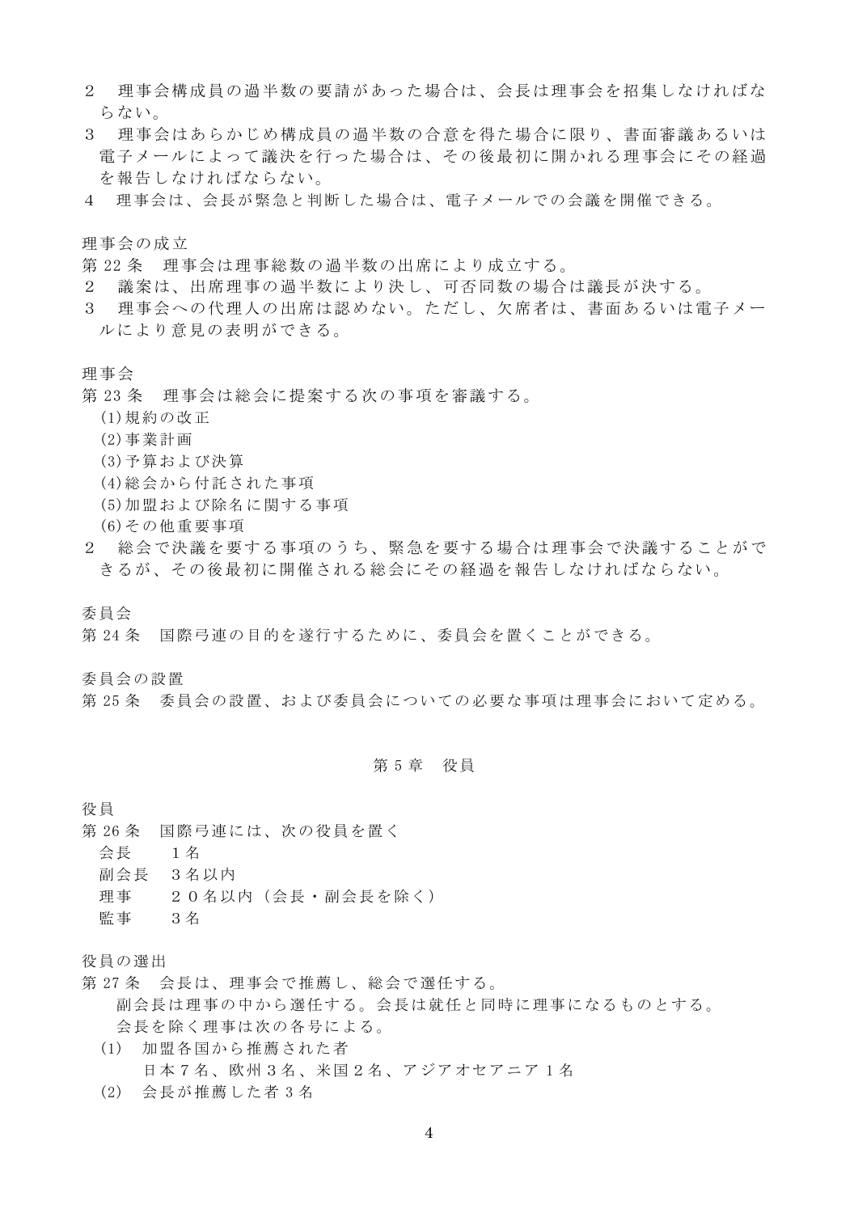２　理事会構成員の過半数の要請があった場合は、会長は理事会を招集しなければならない。

３　理事会はあらかじめ構成員の過半数の合意を得た場合に限り、書面審議あるいは電子メールによって議決を行った場合は、その後最初に開かれる理事会にその経過を報告しなければならない。

４　理事会は、会長が緊急と判断した場合は、電子メールでの会議を開催できる。

理事会の成立

第 22 条　理事会は理事総数の過半数の出席により成立する。

２　議案は、出席理事の過半数により決し、可否同数の場合は議長が決する。

３　理事会への代理人の出席は認めない。ただし、欠席者は、書面あるいは電子メールにより意見の表明ができる。

理事会

第 23 条　理事会は総会に提案する次の事項を審議する。

(1)規約の改正
(2)事業計画
(3)予算および決算
(4)総会から付託された事項
(5)加盟および除名に関する事項
(6)その他重要事項

２　総会で決議を要する事項のうち、緊急を要する場合は理事会で決議することができるが、その後最初に開催される総会にその経過を報告しなければならない。

委員会

第 24 条　国際弓連の目的を遂行するために、委員会を置くことができる。

委員会の設置

第 25 条　委員会の設置、および委員会についての必要な事項は理事会において定める。

## 第 5 章　役員

役員

第 26 条　国際弓連には、次の役員を置く

会長　　１名
副会長　３名以内
理事　　２０名以内（会長・副会長を除く）
監事　　３名

役員の選出

第 27 条　会長は、理事会で推薦し、総会で選任する。

副会長は理事の中から選任する。会長は就任と同時に理事になるものとする。

会長を除く理事は次の各号による。

(1)　加盟各国から推薦された者
　　日本 7 名、欧州 3 名、米国 2 名、アジアオセアニア 1 名

(2)　会長が推薦した者 3 名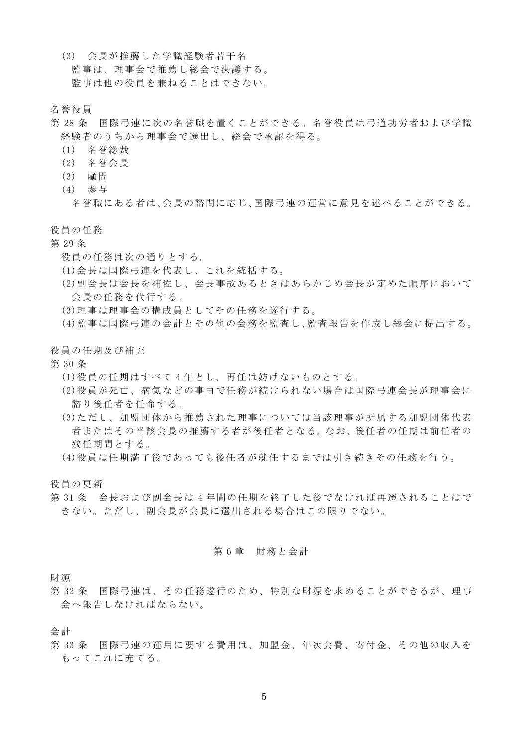(3)　会長が推薦した学識経験者若干名

監事は、理事会で推薦し総会で決議する。

監事は他の役員を兼ねることはできない。

名誉役員

第28条　国際弓連に次の名誉職を置くことができる。名誉役員は弓道功労者および学識経験者のうちから理事会で選出し、総会で承認を得る。

(1)　名誉総裁
(2)　名誉会長
(3)　顧問
(4)　参与

名誉職にある者は､会長の諮問に応じ､国際弓連の運営に意見を述べることができる。

役員の任務

第29条

役員の任務は次の通りとする。

(1)会長は国際弓連を代表し、これを統括する。
(2)副会長は会長を補佐し、会長事故あるときはあらかじめ会長が定めた順序において会長の任務を代行する。
(3)理事は理事会の構成員としてその任務を遂行する。
(4)監事は国際弓連の会計とその他の会務を監査し､監査報告を作成し総会に提出する。

役員の任期及び補充

第30条

(1)役員の任期はすべて4年とし、再任は妨げないものとする。
(2)役員が死亡、病気などの事由で任務が続けられない場合は国際弓連会長が理事会に諮り後任者を任命する。
(3)ただし、加盟団体から推薦された理事については当該理事が所属する加盟団体代表者またはその当該会長の推薦する者が後任者となる。なお、後任者の任期は前任者の残任期間とする。
(4)役員は任期満了後であっても後任者が就任するまでは引き続きその任務を行う。

役員の更新

第31条　会長および副会長は4年間の任期を終了した後でなければ再選されることはできない。ただし、副会長が会長に選出される場合はこの限りでない。

## 第6章　財務と会計

財源

第32条　国際弓連は、その任務遂行のため、特別な財源を求めることができるが、理事会へ報告しなければならない。

会計

第33条　国際弓連の運用に要する費用は、加盟金、年次会費、寄付金、その他の収入をもってこれに充てる。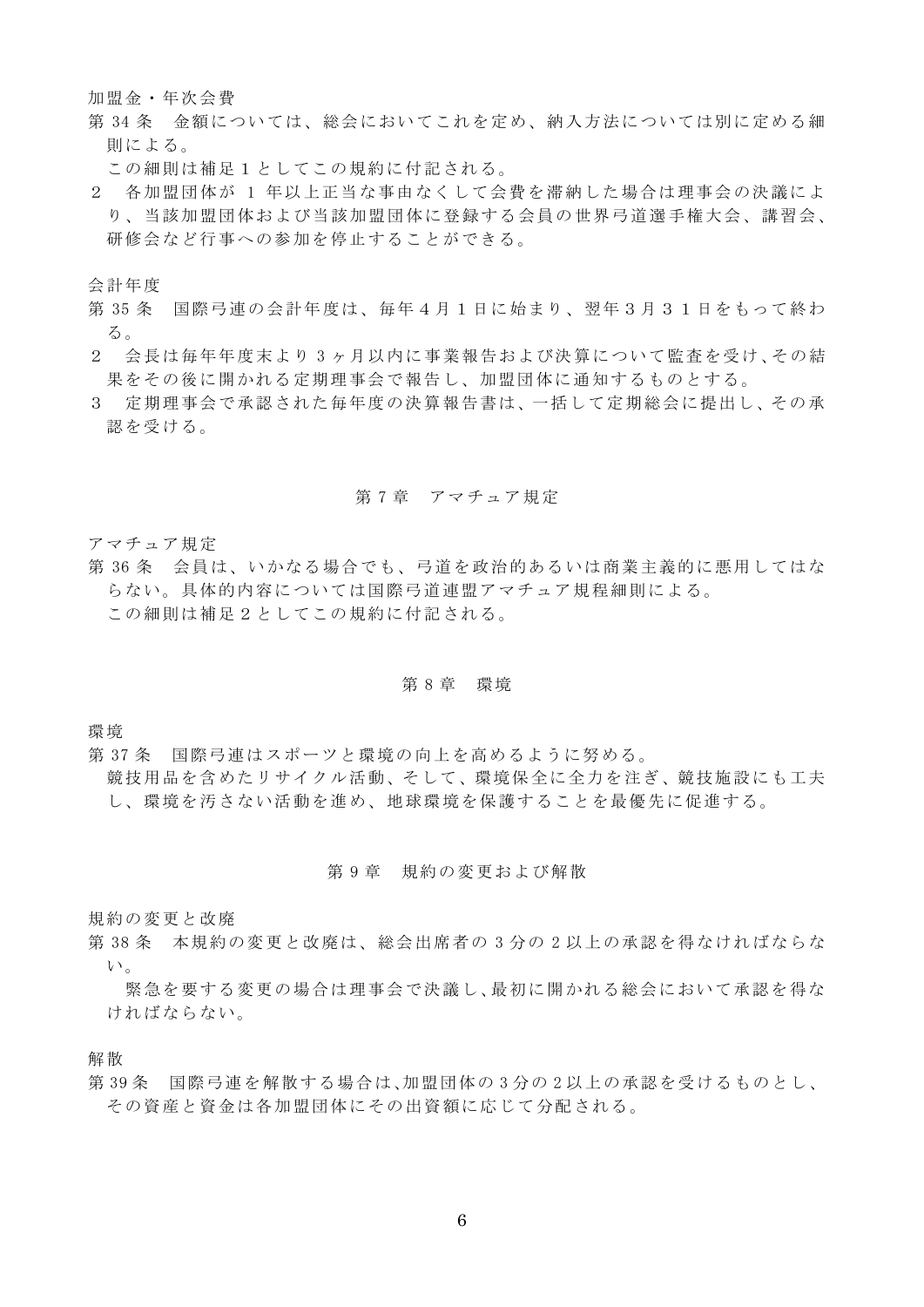加盟金・年次会費

第 34 条　金額については、総会においてこれを定め、納入方法については別に定める細則による。

この細則は補足 1 としてこの規約に付記される。

２　各加盟団体が 1 年以上正当な事由なくして会費を滞納した場合は理事会の決議により、当該加盟団体および当該加盟団体に登録する会員の世界弓道選手権大会、講習会、研修会など行事への参加を停止することができる。

会計年度

第 35 条　国際弓連の会計年度は、毎年 4 月 1 日に始まり、翌年 3 月３１日をもって終わる。

２　会長は毎年年度末より 3 ヶ月以内に事業報告および決算について監査を受け、その結果をその後に開かれる定期理事会で報告し、加盟団体に通知するものとする。

３　定期理事会で承認された毎年度の決算報告書は、一括して定期総会に提出し、その承認を受ける。

## 第 7 章　アマチュア規定

アマチュア規定

第 36 条　会員は、いかなる場合でも、弓道を政治的あるいは商業主義的に悪用してはならない。具体的内容については国際弓道連盟アマチュア規程細則による。

この細則は補足 2 としてこの規約に付記される。

## 第 8 章　環境

環境

第 37 条　国際弓連はスポーツと環境の向上を高めるように努める。

競技用品を含めたリサイクル活動、そして、環境保全に全力を注ぎ、競技施設にも工夫し、環境を汚さない活動を進め、地球環境を保護することを最優先に促進する。

## 第 9 章　規約の変更および解散

規約の変更と改廃

第 38 条　本規約の変更と改廃は、総会出席者の 3 分の 2 以上の承認を得なければならない。

緊急を要する変更の場合は理事会で決議し、最初に開かれる総会において承認を得なければならない。

解散

第 39 条　国際弓連を解散する場合は、加盟団体の 3 分の 2 以上の承認を受けるものとし、その資産と資金は各加盟団体にその出資額に応じて分配される。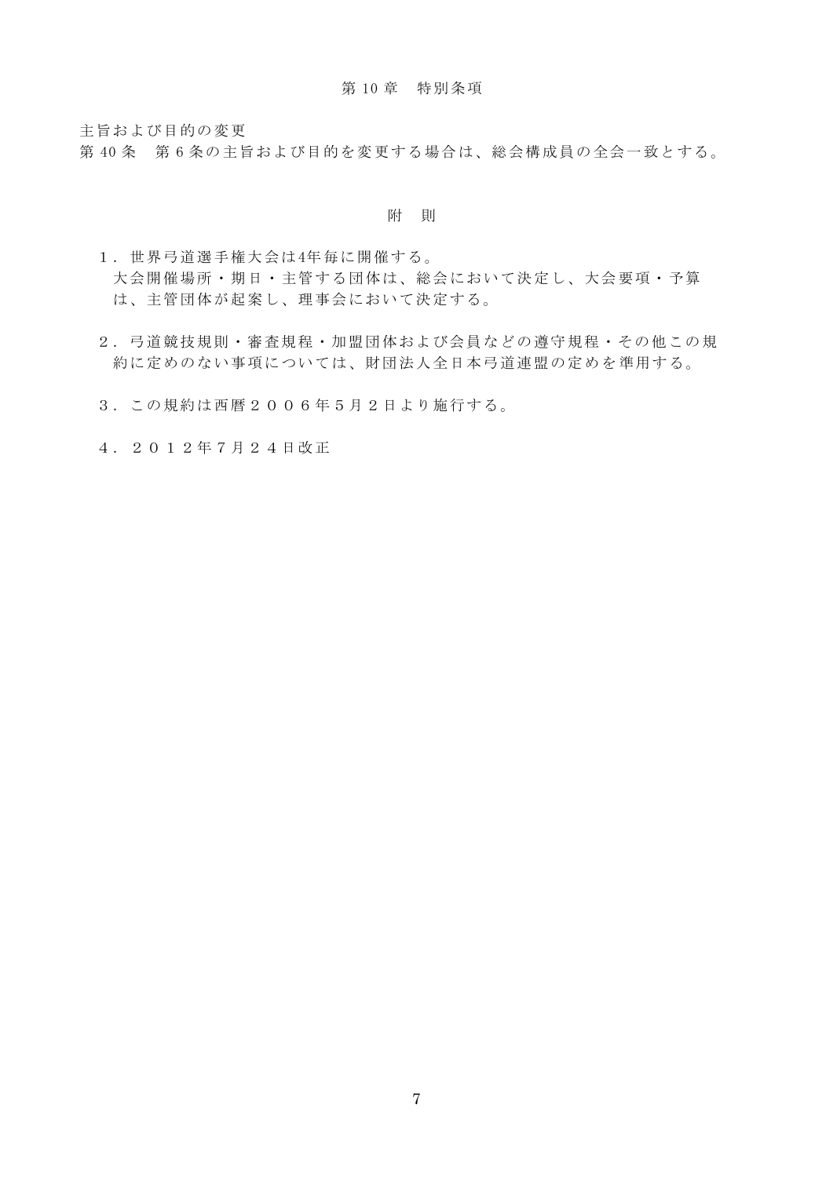## 第 10 章　特別条項

主旨および目的の変更

第 40 条　第 6 条の主旨および目的を変更する場合は、総会構成員の全会一致とする。

## 附　則

１．世界弓道選手権大会は4年毎に開催する。
　大会開催場所・期日・主管する団体は、総会において決定し、大会要項・予算は、主管団体が起案し、理事会において決定する。

２．弓道競技規則・審査規程・加盟団体および会員などの遵守規程・その他この規約に定めのない事項については、財団法人全日本弓道連盟の定めを準用する。

３．この規約は西暦２００６年５月２日より施行する。

４．２０１２年７月２４日改正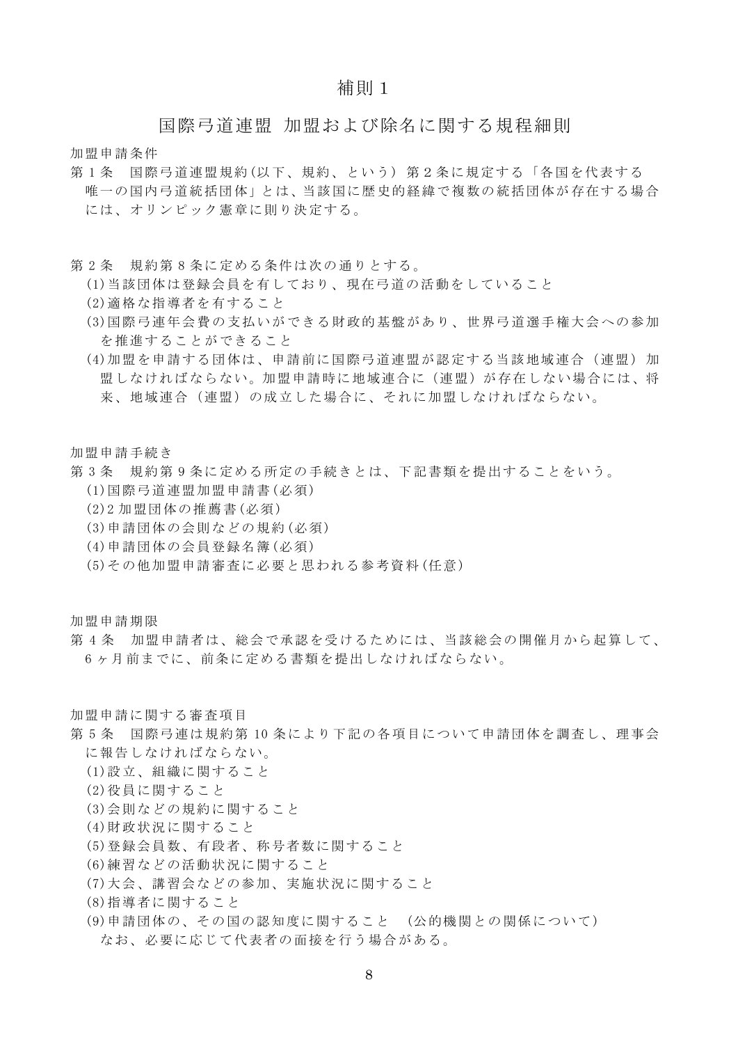# 補則１

## 国際弓道連盟 加盟および除名に関する規程細則

加盟申請条件

第１条　国際弓道連盟規約(以下、規約、という) 第２条に規定する「各国を代表する唯一の国内弓道統括団体」とは、当該国に歴史的経緯で複数の統括団体が存在する場合には、オリンピック憲章に則り決定する。

第２条　規約第８条に定める条件は次の通りとする。

(1)当該団体は登録会員を有しており、現在弓道の活動をしていること

(2)適格な指導者を有すること

(3)国際弓連年会費の支払いができる財政的基盤があり、世界弓道選手権大会への参加を推進することができること

(4)加盟を申請する団体は、申請前に国際弓道連盟が認定する当該地域連合（連盟）加盟しなければならない。加盟申請時に地域連合に（連盟）が存在しない場合には、将来、地域連合（連盟）の成立した場合に、それに加盟しなければならない。

加盟申請手続き

第３条　規約第９条に定める所定の手続きとは、下記書類を提出することをいう。

(1)国際弓道連盟加盟申請書(必須)

(2)２加盟団体の推薦書(必須)

(3)申請団体の会則などの規約(必須)

(4)申請団体の会員登録名簿(必須)

(5)その他加盟申請審査に必要と思われる参考資料(任意)

加盟申請期限

第４条　加盟申請者は、総会で承認を受けるためには、当該総会の開催月から起算して、６ヶ月前までに、前条に定める書類を提出しなければならない。

加盟申請に関する審査項目

第５条　国際弓連は規約第 10 条により下記の各項目について申請団体を調査し、理事会に報告しなければならない。

(1)設立、組織に関すること

(2)役員に関すること

(3)会則などの規約に関すること

(4)財政状況に関すること

(5)登録会員数、有段者、称号者数に関すること

(6)練習などの活動状況に関すること

(7)大会、講習会などの参加、実施状況に関すること

(8)指導者に関すること

(9)申請団体の、その国の認知度に関すること　(公的機関との関係について)

なお、必要に応じて代表者の面接を行う場合がある。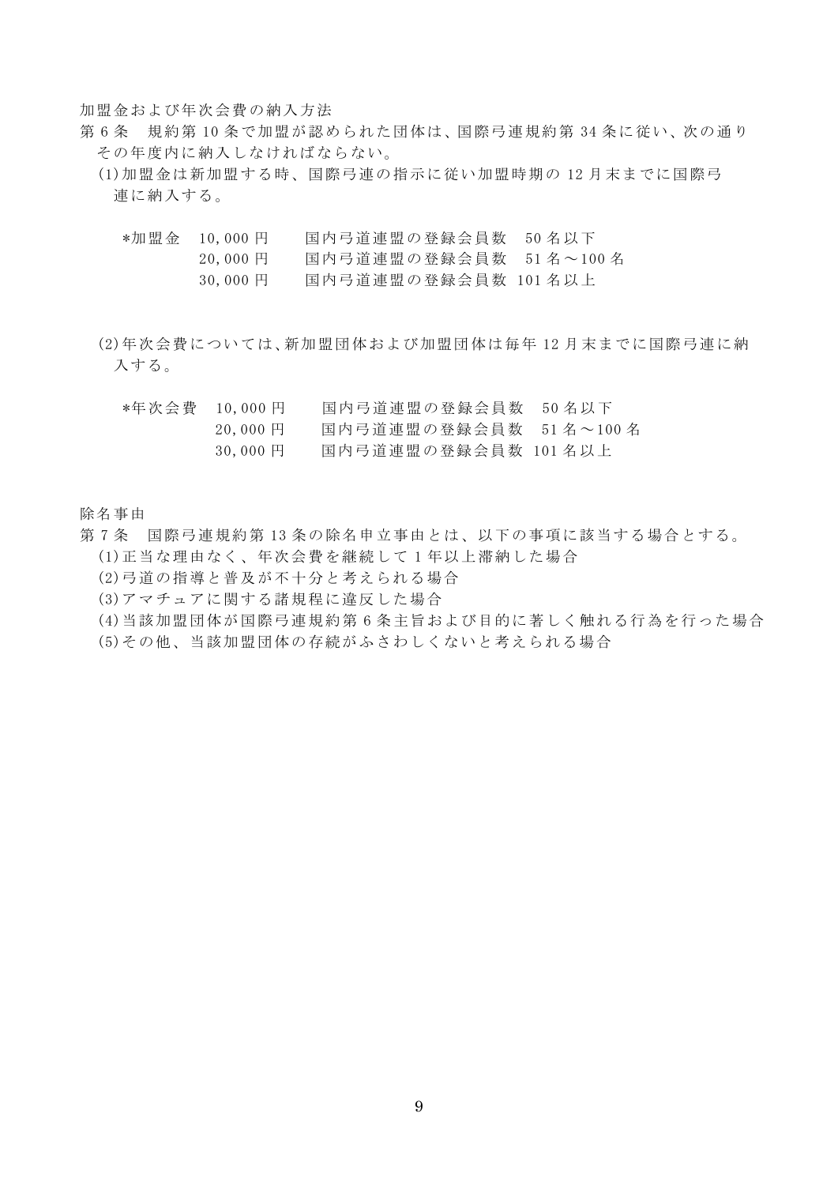加盟金および年次会費の納入方法

第6条　規約第10条で加盟が認められた団体は、国際弓連規約第34条に従い、次の通りその年度内に納入しなければならない。

(1)加盟金は新加盟する時、国際弓連の指示に従い加盟時期の12月末までに国際弓連に納入する。

| *加盟金 | 10,000円 | 国内弓道連盟の登録会員数　50名以下 |
| --- | --- | --- |
| | 20,000円 | 国内弓道連盟の登録会員数　51名～100名 |
| | 30,000円 | 国内弓道連盟の登録会員数 101名以上 |

(2)年次会費については、新加盟団体および加盟団体は毎年12月末までに国際弓連に納入する。

| *年次会費 | 10,000円 | 国内弓道連盟の登録会員数　50名以下 |
| --- | --- | --- |
| | 20,000円 | 国内弓道連盟の登録会員数　51名～100名 |
| | 30,000円 | 国内弓道連盟の登録会員数 101名以上 |

除名事由

第7条　国際弓連規約第13条の除名申立事由とは、以下の事項に該当する場合とする。

(1)正当な理由なく、年次会費を継続して1年以上滞納した場合

(2)弓道の指導と普及が不十分と考えられる場合

(3)アマチュアに関する諸規程に違反した場合

(4)当該加盟団体が国際弓連規約第6条主旨および目的に著しく触れる行為を行った場合

(5)その他、当該加盟団体の存続がふさわしくないと考えられる場合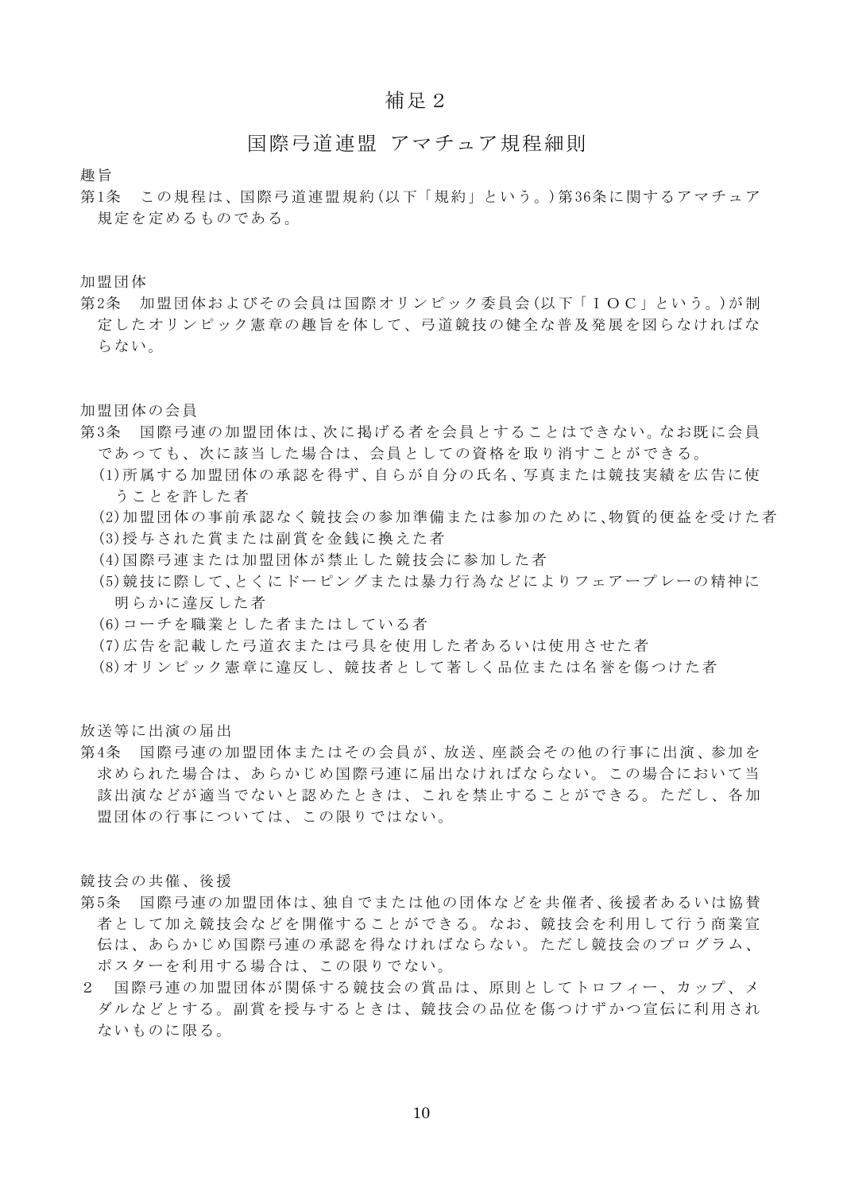# 補足２

## 国際弓道連盟 アマチュア規程細則

趣旨

第1条　この規程は、国際弓道連盟規約(以下「規約」という。)第36条に関するアマチュア規定を定めるものである。

加盟団体

第2条　加盟団体およびその会員は国際オリンピック委員会(以下「ＩＯＣ」という。)が制定したオリンピック憲章の趣旨を体して、弓道競技の健全な普及発展を図らなければならない。

加盟団体の会員

第3条　国際弓連の加盟団体は、次に掲げる者を会員とすることはできない。なお既に会員であっても、次に該当した場合は、会員としての資格を取り消すことができる。

(1)所属する加盟団体の承認を得ず、自らが自分の氏名、写真または競技実績を広告に使うことを許した者

(2)加盟団体の事前承認なく競技会の参加準備または参加のために､物質的便益を受けた者

(3)授与された賞または副賞を金銭に換えた者

(4)国際弓連または加盟団体が禁止した競技会に参加した者

(5)競技に際して､とくにドーピングまたは暴力行為などによりフェアープレーの精神に明らかに違反した者

(6)コーチを職業とした者またはしている者

(7)広告を記載した弓道衣または弓具を使用した者あるいは使用させた者

(8)オリンピック憲章に違反し、競技者として著しく品位または名誉を傷つけた者

放送等に出演の届出

第4条　国際弓連の加盟団体またはその会員が、放送、座談会その他の行事に出演、参加を求められた場合は、あらかじめ国際弓連に届出なければならない。この場合において当該出演などが適当でないと認めたときは、これを禁止することができる。ただし、各加盟団体の行事については、この限りではない。

競技会の共催、後援

第5条　国際弓連の加盟団体は､独自でまたは他の団体などを共催者､後援者あるいは協賛者として加え競技会などを開催することができる。なお、競技会を利用して行う商業宣伝は、あらかじめ国際弓連の承認を得なければならない。ただし競技会のプログラム、ポスターを利用する場合は、この限りでない。

２　国際弓連の加盟団体が関係する競技会の賞品は、原則としてトロフィー、カップ、メダルなどとする。副賞を授与するときは、競技会の品位を傷つけずかつ宣伝に利用されないものに限る。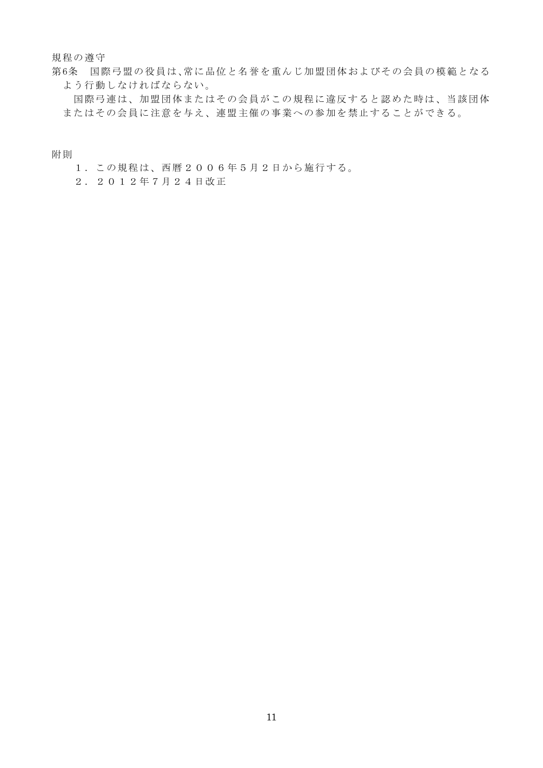規程の遵守

第6条　国際弓盟の役員は､常に品位と名誉を重んじ加盟団体およびその会員の模範となるよう行動しなければならない。

国際弓連は、加盟団体またはその会員がこの規程に違反すると認めた時は、当該団体またはその会員に注意を与え、連盟主催の事業への参加を禁止することができる。

附則

1．この規程は、西暦２００６年５月２日から施行する。

2．２０１２年７月２４日改正